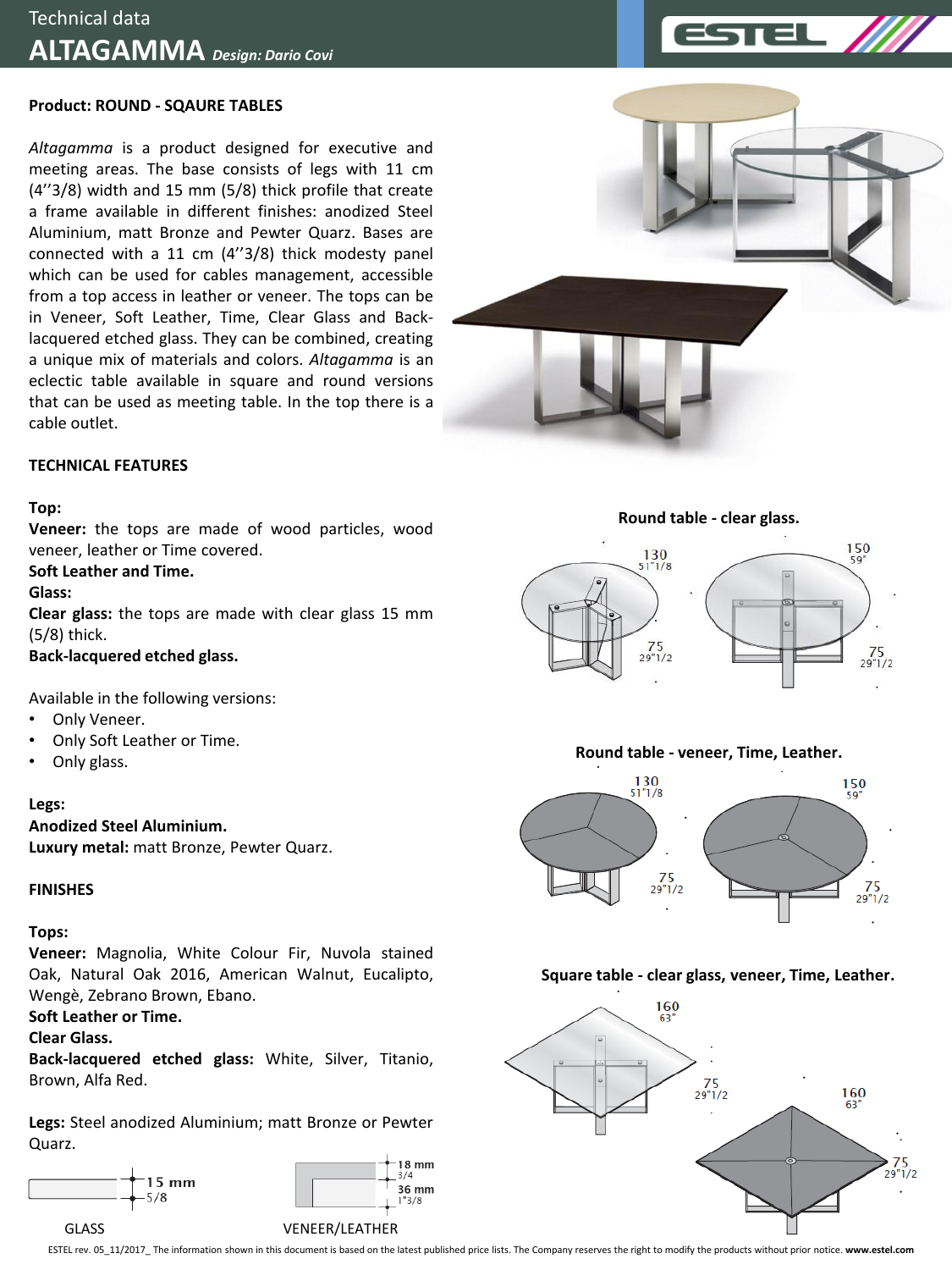Technical data

# ALTAGAMMA *Design: Dario Covi*

**Product: ROUND - SQAURE TABLES**

*Altagamma* is a product designed for executive and meeting areas. The base consists of legs with 11 cm (4''3/8) width and 15 mm (5/8) thick profile that create a frame available in different finishes: anodized Steel Aluminium, matt Bronze and Pewter Quarz. Bases are connected with a 11 cm (4''3/8) thick modesty panel which can be used for cables management, accessible from a top access in leather or veneer. The tops can be in Veneer, Soft Leather, Time, Clear Glass and Back-lacquered etched glass. They can be combined, creating a unique mix of materials and colors. *Altagamma* is an eclectic table available in square and round versions that can be used as meeting table. In the top there is a cable outlet.

**TECHNICAL FEATURES**

**Top:**

**Veneer:** the tops are made of wood particles, wood veneer, leather or Time covered.

**Soft Leather and Time.**

**Glass:**

**Clear glass:** the tops are made with clear glass 15 mm (5/8) thick.

**Back-lacquered etched glass.**

Available in the following versions:

- Only Veneer.
- Only Soft Leather or Time.
- Only glass.

**Legs:**

**Anodized Steel Aluminium.**

**Luxury metal:** matt Bronze, Pewter Quarz.

**FINISHES**

**Tops:**

**Veneer:** Magnolia, White Colour Fir, Nuvola stained Oak, Natural Oak 2016, American Walnut, Eucalipto, Wengè, Zebrano Brown, Ebano.

**Soft Leather or Time.**

**Clear Glass.**

**Back-lacquered etched glass:** White, Silver, Titanio, Brown, Alfa Red.

**Legs:** Steel anodized Aluminium; matt Bronze or Pewter Quarz.

15 mm 5/8

GLASS

18 mm 3/4
36 mm 1"3/8

VENEER/LEATHER

**Round table - clear glass.**

130 51"1/8 — 75 29"1/2

150 59" — 75 29"1/2

**Round table - veneer, Time, Leather.**

130 51"1/8 — 75 29"1/2

150 59" — 75 29"1/2

**Square table - clear glass, veneer, Time, Leather.**

160 63" — 75 29"1/2

160 63" — 75 29"1/2

ESTEL rev. 05_11/2017_ The information shown in this document is based on the latest published price lists. The Company reserves the right to modify the products without prior notice. **www.estel.com**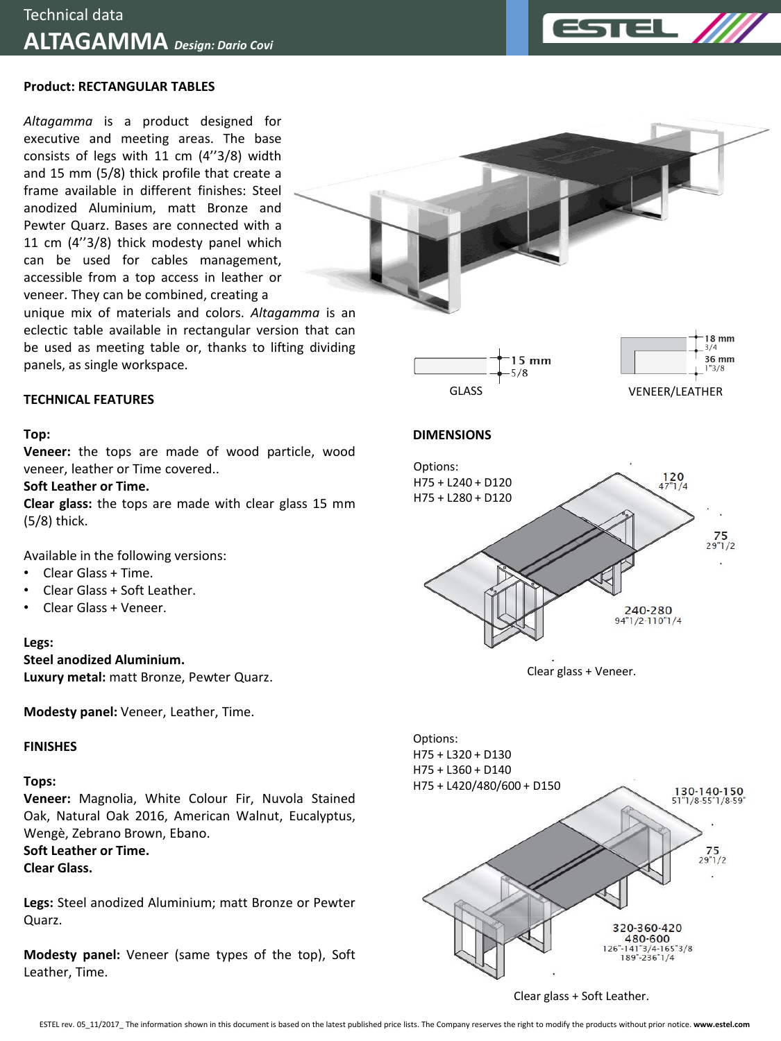# Technical data

# ALTAGAMMA *Design: Dario Covi*

**Product: RECTANGULAR TABLES**

*Altagamma* is a product designed for executive and meeting areas. The base consists of legs with 11 cm (4''3/8) width and 15 mm (5/8) thick profile that create a frame available in different finishes: Steel anodized Aluminium, matt Bronze and Pewter Quarz. Bases are connected with a 11 cm (4''3/8) thick modesty panel which can be used for cables management, accessible from a top access in leather or veneer. They can be combined, creating a unique mix of materials and colors. *Altagamma* is an eclectic table available in rectangular version that can be used as meeting table or, thanks to lifting dividing panels, as single workspace.

GLASS: 15 mm 5/8

VENEER/LEATHER: 18 mm 3/4, 36 mm 1"3/8

## TECHNICAL FEATURES

**Top:**
**Veneer:** the tops are made of wood particle, wood veneer, leather or Time covered..
**Soft Leather or Time.**
**Clear glass:** the tops are made with clear glass 15 mm (5/8) thick.

Available in the following versions:

- Clear Glass + Time.
- Clear Glass + Soft Leather.
- Clear Glass + Veneer.

**Legs:**
**Steel anodized Aluminium.**
**Luxury metal:** matt Bronze, Pewter Quarz.

**Modesty panel:** Veneer, Leather, Time.

## FINISHES

**Tops:**
**Veneer:** Magnolia, White Colour Fir, Nuvola Stained Oak, Natural Oak 2016, American Walnut, Eucalyptus, Wengè, Zebrano Brown, Ebano.
**Soft Leather or Time.**
**Clear Glass.**

**Legs:** Steel anodized Aluminium; matt Bronze or Pewter Quarz.

**Modesty panel:** Veneer (same types of the top), Soft Leather, Time.

## DIMENSIONS

Options:
H75 + L240 + D120
H75 + L280 + D120

120 (47"1/4), 75 (29"1/2), 240-280 (94"1/2-110"1/4)

Clear glass + Veneer.

Options:
H75 + L320 + D130
H75 + L360 + D140
H75 + L420/480/600 + D150

130-140-150 (51"1/8-55"1/8-59"), 75 (29"1/2), 320-360-420 480-600 (126"-141"3/4-165"3/8 189"-236"1/4)

Clear glass + Soft Leather.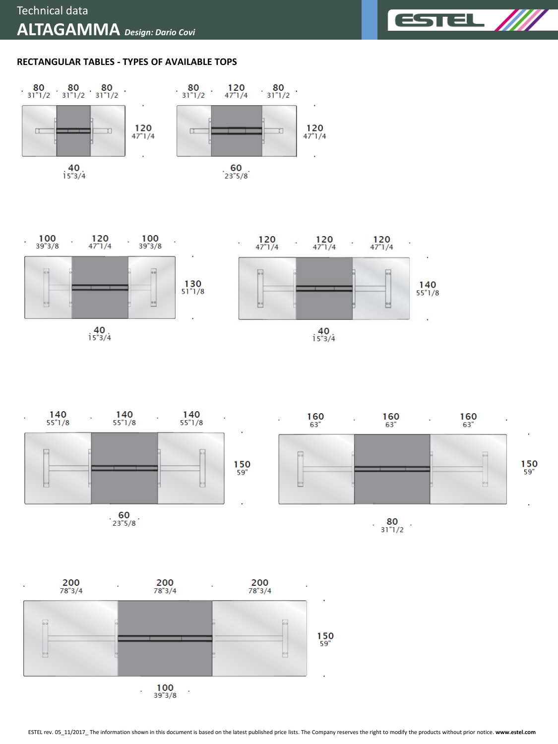## RECTANGULAR TABLES - TYPES OF AVAILABLE TOPS

80 31"1/2 · 80 31"1/2 · 80 31"1/2 · 120 47"1/4 · 40 15"3/4

80 31"1/2 · 120 47"1/4 · 80 31"1/2 · 120 47"1/4 · 60 23"5/8

100 39"3/8 · 120 47"1/4 · 100 39"3/8 · 130 51"1/8 · 40 15"3/4

120 47"1/4 · 120 47"1/4 · 120 47"1/4 · 140 55"1/8 · 40 15"3/4

140 55"1/8 · 140 55"1/8 · 140 55"1/8 · 150 59" · 60 23"5/8

160 63" · 160 63" · 160 63" · 150 59" · 80 31"1/2

200 78"3/4 · 200 78"3/4 · 200 78"3/4 · 150 59" · 100 39"3/8

ESTEL rev. 05_11/2017_ The information shown in this document is based on the latest published price lists. The Company reserves the right to modify the products without prior notice. **www.estel.com**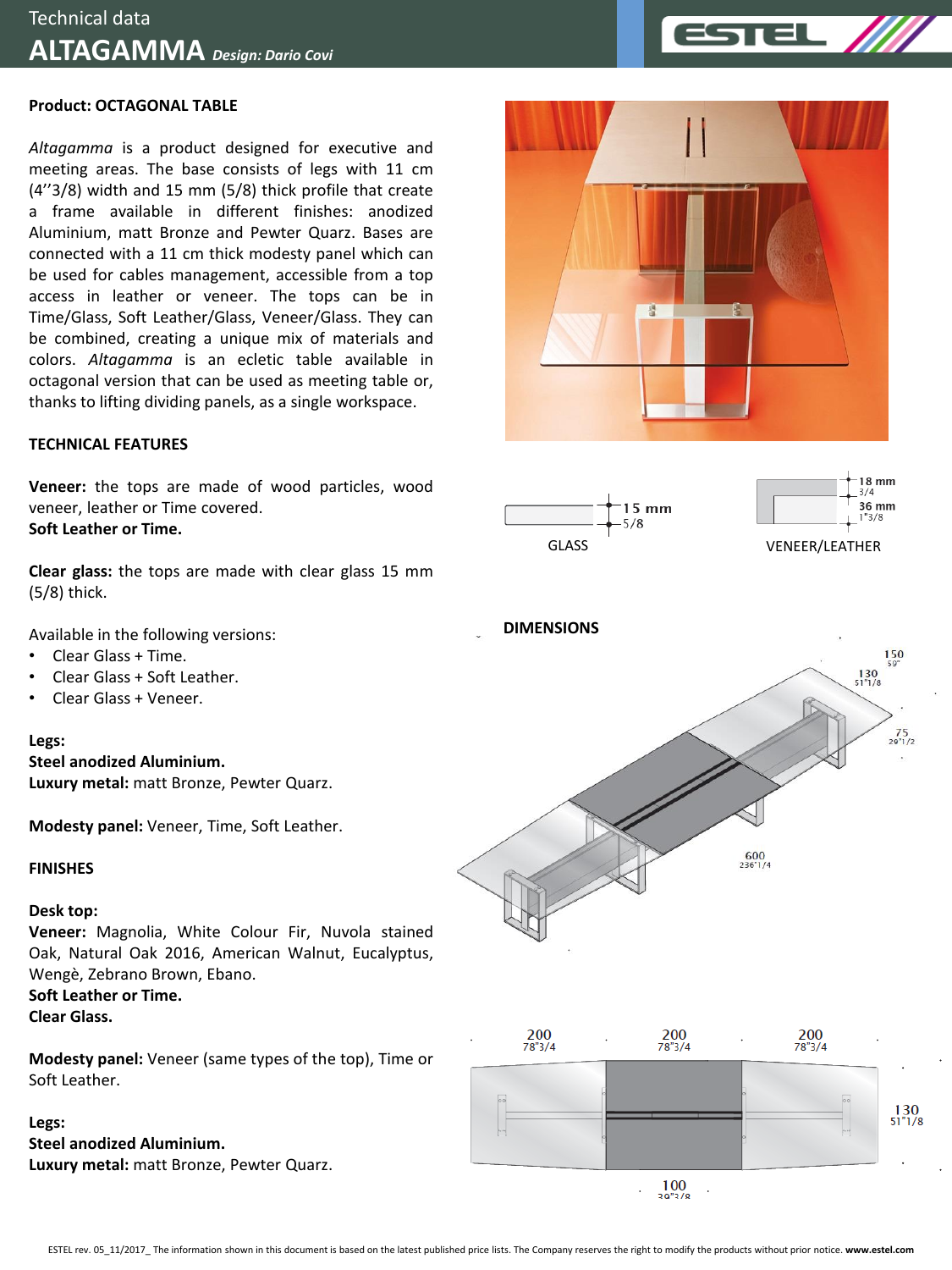Technical data

# ALTAGAMMA *Design: Dario Covi*

**Product: OCTAGONAL TABLE**

*Altagamma* is a product designed for executive and meeting areas. The base consists of legs with 11 cm (4''3/8) width and 15 mm (5/8) thick profile that create a frame available in different finishes: anodized Aluminium, matt Bronze and Pewter Quarz. Bases are connected with a 11 cm thick modesty panel which can be used for cables management, accessible from a top access in leather or veneer. The tops can be in Time/Glass, Soft Leather/Glass, Veneer/Glass. They can be combined, creating a unique mix of materials and colors. *Altagamma* is an eclectic table available in octagonal version that can be used as meeting table or, thanks to lifting dividing panels, as a single workspace.

**TECHNICAL FEATURES**

**Veneer:** the tops are made of wood particles, wood veneer, leather or Time covered.
**Soft Leather or Time.**

**Clear glass:** the tops are made with clear glass 15 mm (5/8) thick.

Available in the following versions:

- Clear Glass + Time.
- Clear Glass + Soft Leather.
- Clear Glass + Veneer.

**Legs:**
**Steel anodized Aluminium.**
**Luxury metal:** matt Bronze, Pewter Quarz.

**Modesty panel:** Veneer, Time, Soft Leather.

**FINISHES**

**Desk top:**
**Veneer:** Magnolia, White Colour Fir, Nuvola stained Oak, Natural Oak 2016, American Walnut, Eucalyptus, Wengè, Zebrano Brown, Ebano.
**Soft Leather or Time.**
**Clear Glass.**

**Modesty panel:** Veneer (same types of the top), Time or Soft Leather.

**Legs:**
**Steel anodized Aluminium.**
**Luxury metal:** matt Bronze, Pewter Quarz.

GLASS: 15 mm 5/8

VENEER/LEATHER: 18 mm 3/4; 36 mm 1"3/8

**DIMENSIONS**

150 59"; 130 51"1/8; 75 29"1/2; 600 236"1/4

200 78"3/4; 200 78"3/4; 200 78"3/4; 130 51"1/8; 100 39"3/8

ESTEL rev. 05_11/2017_ The information shown in this document is based on the latest published price lists. The Company reserves the right to modify the products without prior notice. **www.estel.com**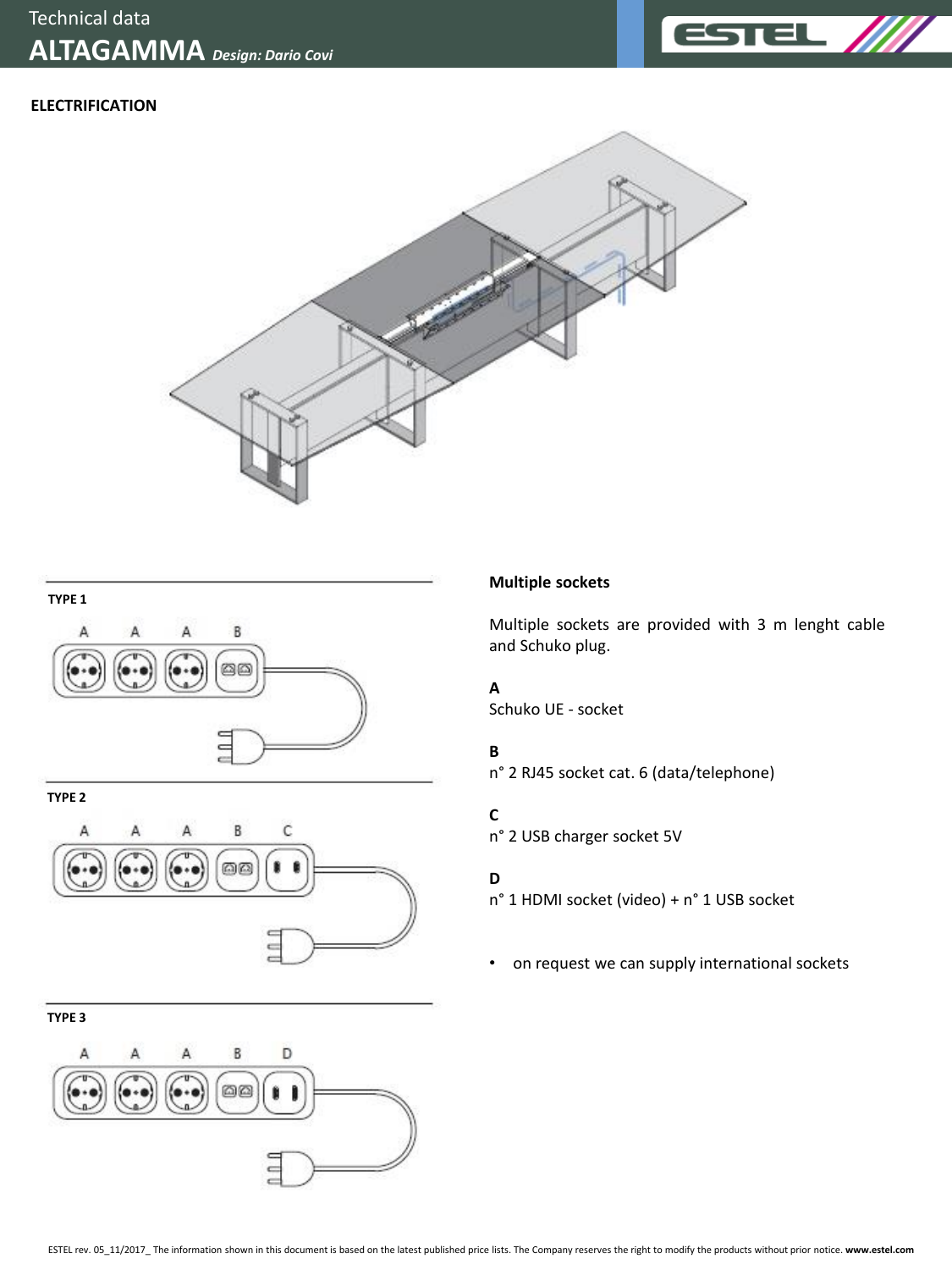Technical data

# ALTAGAMMA *Design: Dario Covi*

## ELECTRIFICATION

TYPE 1

A A A B

TYPE 2

A A A B C

TYPE 3

A A A B D

**Multiple sockets**

Multiple sockets are provided with 3 m lenght cable and Schuko plug.

**A**
Schuko UE - socket

**B**
n° 2 RJ45 socket cat. 6 (data/telephone)

**C**
n° 2 USB charger socket 5V

**D**
n° 1 HDMI socket (video) + n° 1 USB socket

- on request we can supply international sockets

ESTEL rev. 05_11/2017_ The information shown in this document is based on the latest published price lists. The Company reserves the right to modify the products without prior notice. **www.estel.com**